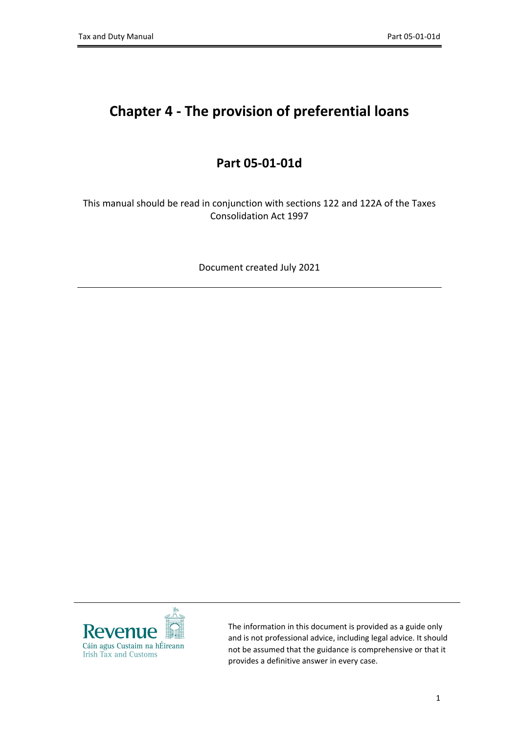# Chapter 4 - The provision of preferential loans

## Part 05-01-01d

This manual should be read in conjunction with sections 122 and 122A of the Taxes Consolidation Act 1997

Document created July 2021

---

Revenue
Cáin agus Custaim na hÉireann
Irish Tax and Customs

The information in this document is provided as a guide only and is not professional advice, including legal advice. It should not be assumed that the guidance is comprehensive or that it provides a definitive answer in every case.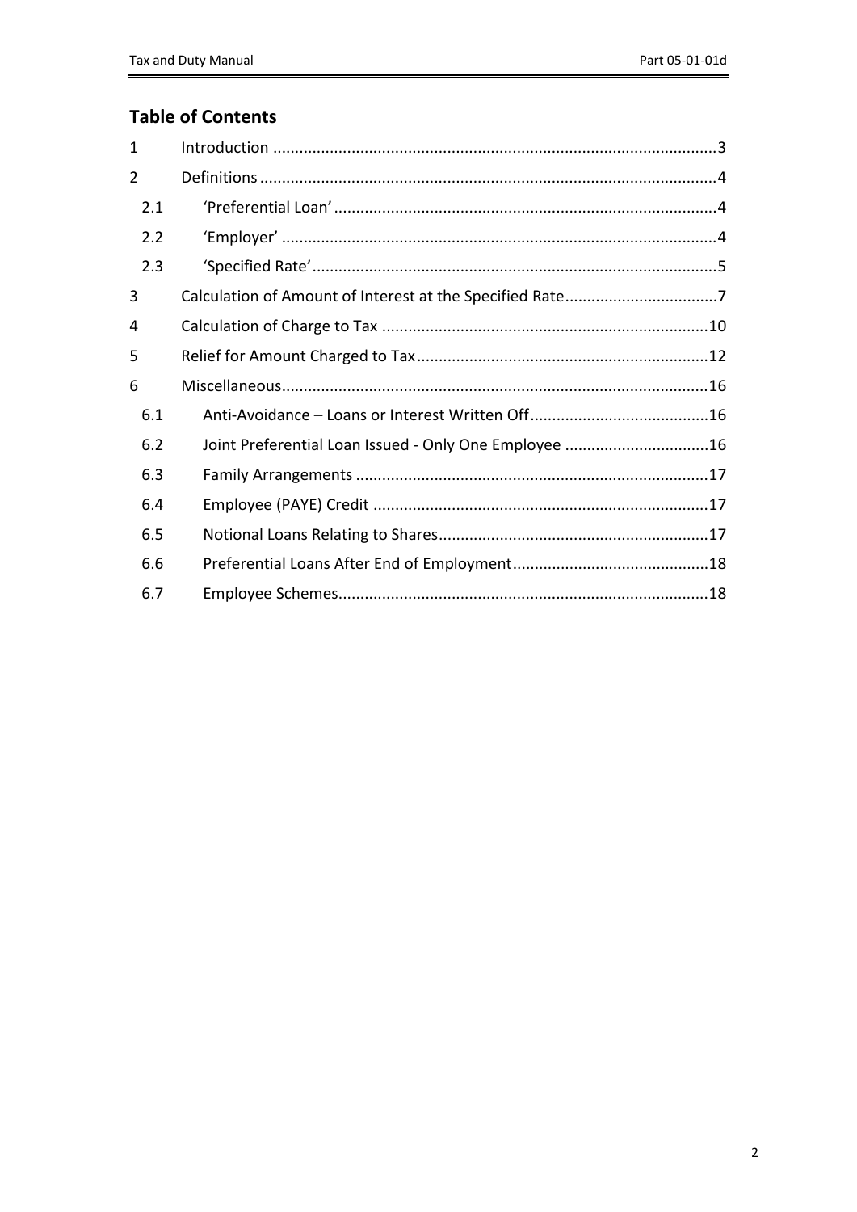## Table of Contents

| | | |
|---|---|---|
| 1 | Introduction | 3 |
| 2 | Definitions | 4 |
| 2.1 | 'Preferential Loan' | 4 |
| 2.2 | 'Employer' | 4 |
| 2.3 | 'Specified Rate' | 5 |
| 3 | Calculation of Amount of Interest at the Specified Rate | 7 |
| 4 | Calculation of Charge to Tax | 10 |
| 5 | Relief for Amount Charged to Tax | 12 |
| 6 | Miscellaneous | 16 |
| 6.1 | Anti-Avoidance – Loans or Interest Written Off | 16 |
| 6.2 | Joint Preferential Loan Issued - Only One Employee | 16 |
| 6.3 | Family Arrangements | 17 |
| 6.4 | Employee (PAYE) Credit | 17 |
| 6.5 | Notional Loans Relating to Shares | 17 |
| 6.6 | Preferential Loans After End of Employment | 18 |
| 6.7 | Employee Schemes | 18 |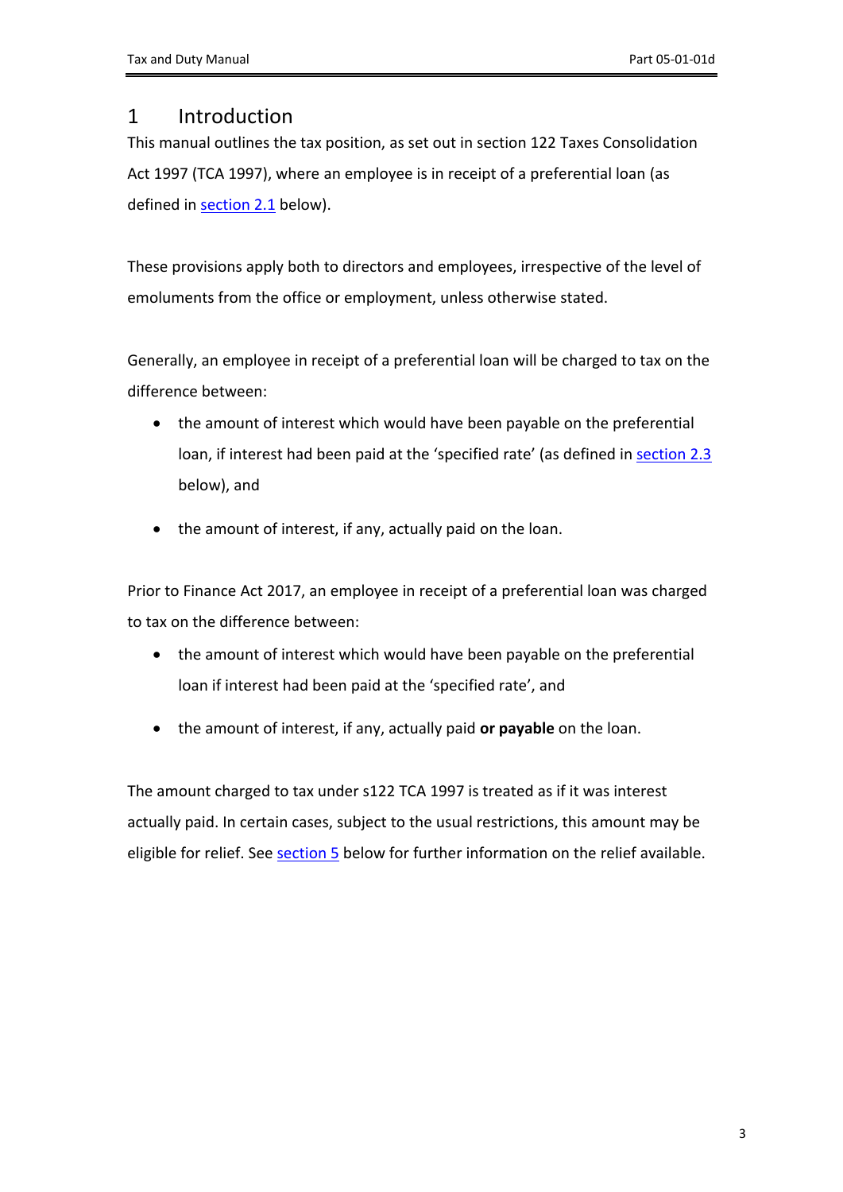# 1 Introduction

This manual outlines the tax position, as set out in section 122 Taxes Consolidation Act 1997 (TCA 1997), where an employee is in receipt of a preferential loan (as defined in section 2.1 below).

These provisions apply both to directors and employees, irrespective of the level of emoluments from the office or employment, unless otherwise stated.

Generally, an employee in receipt of a preferential loan will be charged to tax on the difference between:

- the amount of interest which would have been payable on the preferential loan, if interest had been paid at the 'specified rate' (as defined in section 2.3 below), and
- the amount of interest, if any, actually paid on the loan.

Prior to Finance Act 2017, an employee in receipt of a preferential loan was charged to tax on the difference between:

- the amount of interest which would have been payable on the preferential loan if interest had been paid at the 'specified rate', and
- the amount of interest, if any, actually paid **or payable** on the loan.

The amount charged to tax under s122 TCA 1997 is treated as if it was interest actually paid. In certain cases, subject to the usual restrictions, this amount may be eligible for relief. See section 5 below for further information on the relief available.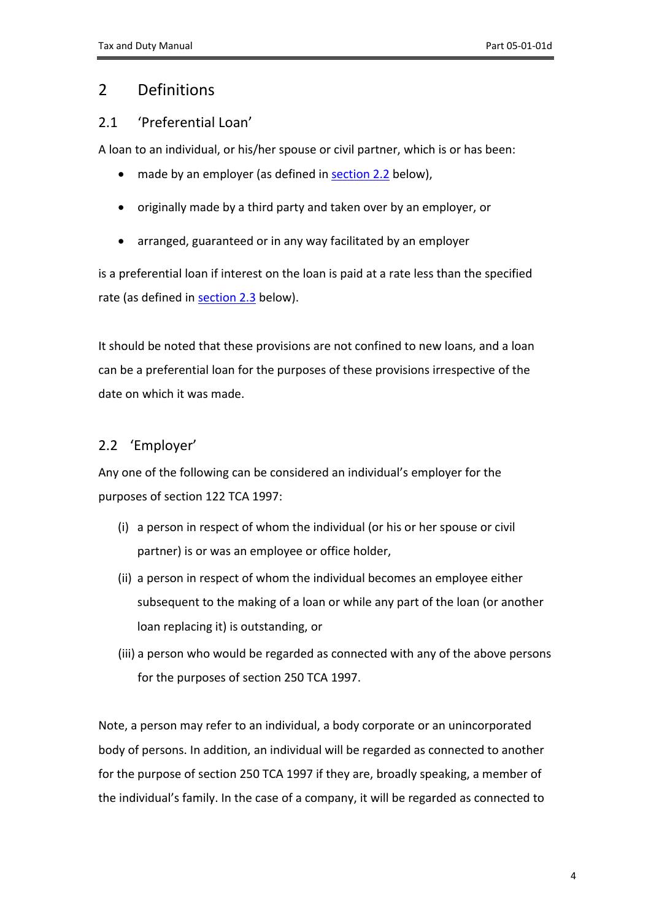# 2 Definitions

## 2.1 'Preferential Loan'

A loan to an individual, or his/her spouse or civil partner, which is or has been:

- made by an employer (as defined in section 2.2 below),
- originally made by a third party and taken over by an employer, or
- arranged, guaranteed or in any way facilitated by an employer

is a preferential loan if interest on the loan is paid at a rate less than the specified rate (as defined in section 2.3 below).

It should be noted that these provisions are not confined to new loans, and a loan can be a preferential loan for the purposes of these provisions irrespective of the date on which it was made.

## 2.2 'Employer'

Any one of the following can be considered an individual's employer for the purposes of section 122 TCA 1997:

(i) a person in respect of whom the individual (or his or her spouse or civil partner) is or was an employee or office holder,

(ii) a person in respect of whom the individual becomes an employee either subsequent to the making of a loan or while any part of the loan (or another loan replacing it) is outstanding, or

(iii) a person who would be regarded as connected with any of the above persons for the purposes of section 250 TCA 1997.

Note, a person may refer to an individual, a body corporate or an unincorporated body of persons. In addition, an individual will be regarded as connected to another for the purpose of section 250 TCA 1997 if they are, broadly speaking, a member of the individual's family. In the case of a company, it will be regarded as connected to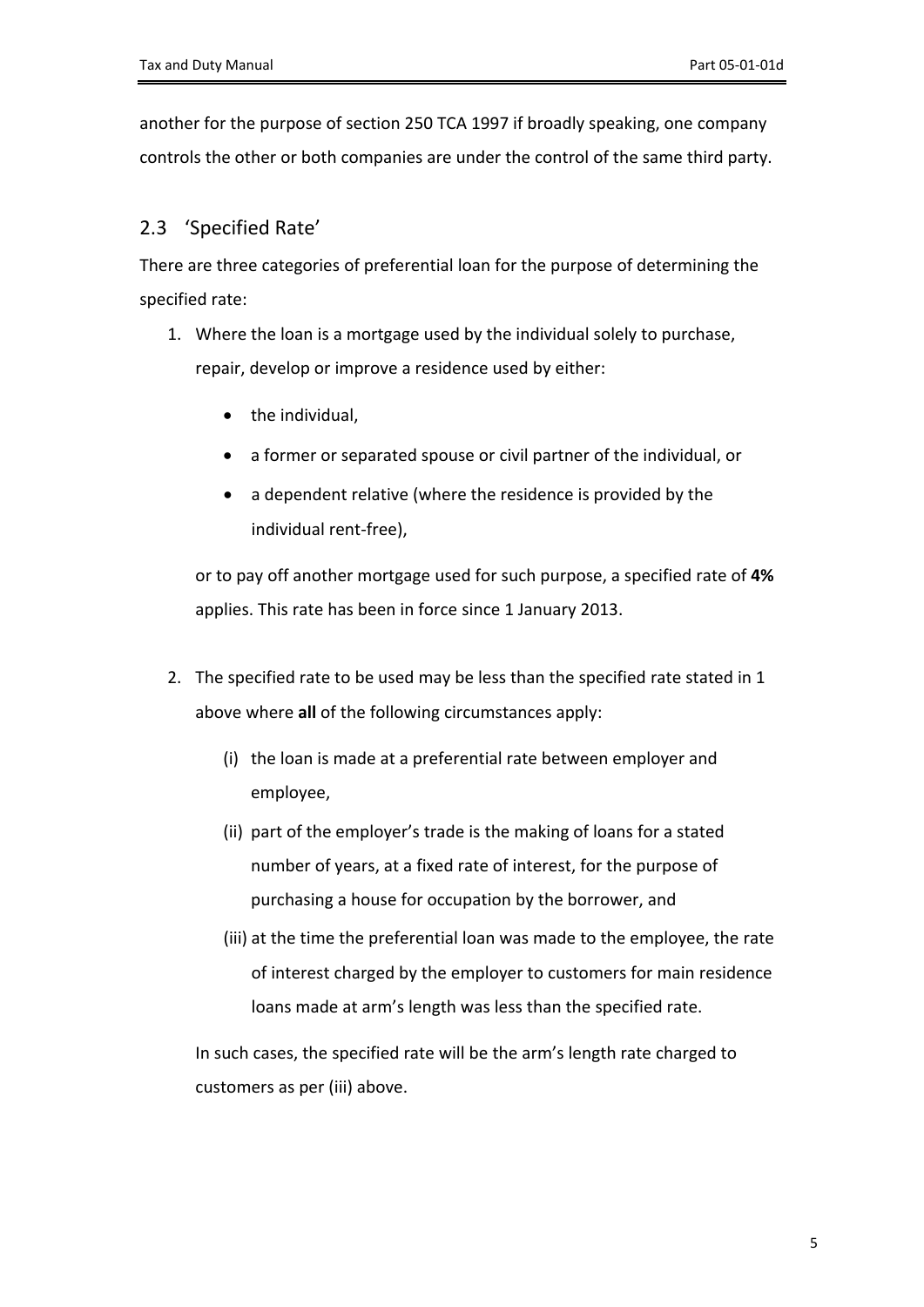another for the purpose of section 250 TCA 1997 if broadly speaking, one company controls the other or both companies are under the control of the same third party.

## 2.3 'Specified Rate'

There are three categories of preferential loan for the purpose of determining the specified rate:

1. Where the loan is a mortgage used by the individual solely to purchase, repair, develop or improve a residence used by either:

    - the individual,
    - a former or separated spouse or civil partner of the individual, or
    - a dependent relative (where the residence is provided by the individual rent-free),

    or to pay off another mortgage used for such purpose, a specified rate of **4%** applies. This rate has been in force since 1 January 2013.

2. The specified rate to be used may be less than the specified rate stated in 1 above where **all** of the following circumstances apply:

    (i) the loan is made at a preferential rate between employer and employee,

    (ii) part of the employer's trade is the making of loans for a stated number of years, at a fixed rate of interest, for the purpose of purchasing a house for occupation by the borrower, and

    (iii) at the time the preferential loan was made to the employee, the rate of interest charged by the employer to customers for main residence loans made at arm's length was less than the specified rate.

    In such cases, the specified rate will be the arm's length rate charged to customers as per (iii) above.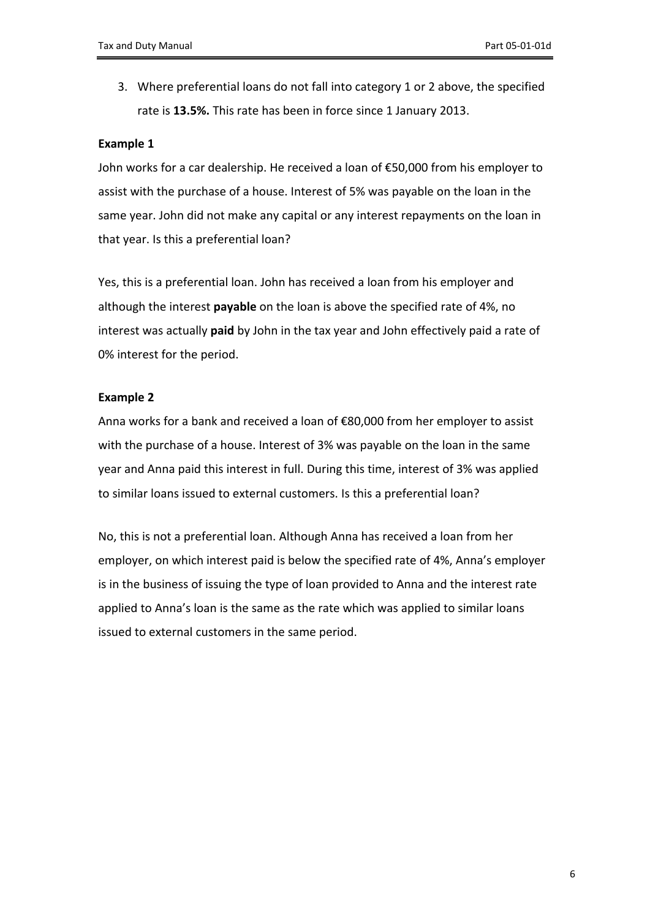3. Where preferential loans do not fall into category 1 or 2 above, the specified rate is **13.5%.** This rate has been in force since 1 January 2013.

**Example 1**

John works for a car dealership. He received a loan of €50,000 from his employer to assist with the purchase of a house. Interest of 5% was payable on the loan in the same year. John did not make any capital or any interest repayments on the loan in that year. Is this a preferential loan?

Yes, this is a preferential loan. John has received a loan from his employer and although the interest **payable** on the loan is above the specified rate of 4%, no interest was actually **paid** by John in the tax year and John effectively paid a rate of 0% interest for the period.

**Example 2**

Anna works for a bank and received a loan of €80,000 from her employer to assist with the purchase of a house. Interest of 3% was payable on the loan in the same year and Anna paid this interest in full. During this time, interest of 3% was applied to similar loans issued to external customers. Is this a preferential loan?

No, this is not a preferential loan. Although Anna has received a loan from her employer, on which interest paid is below the specified rate of 4%, Anna's employer is in the business of issuing the type of loan provided to Anna and the interest rate applied to Anna's loan is the same as the rate which was applied to similar loans issued to external customers in the same period.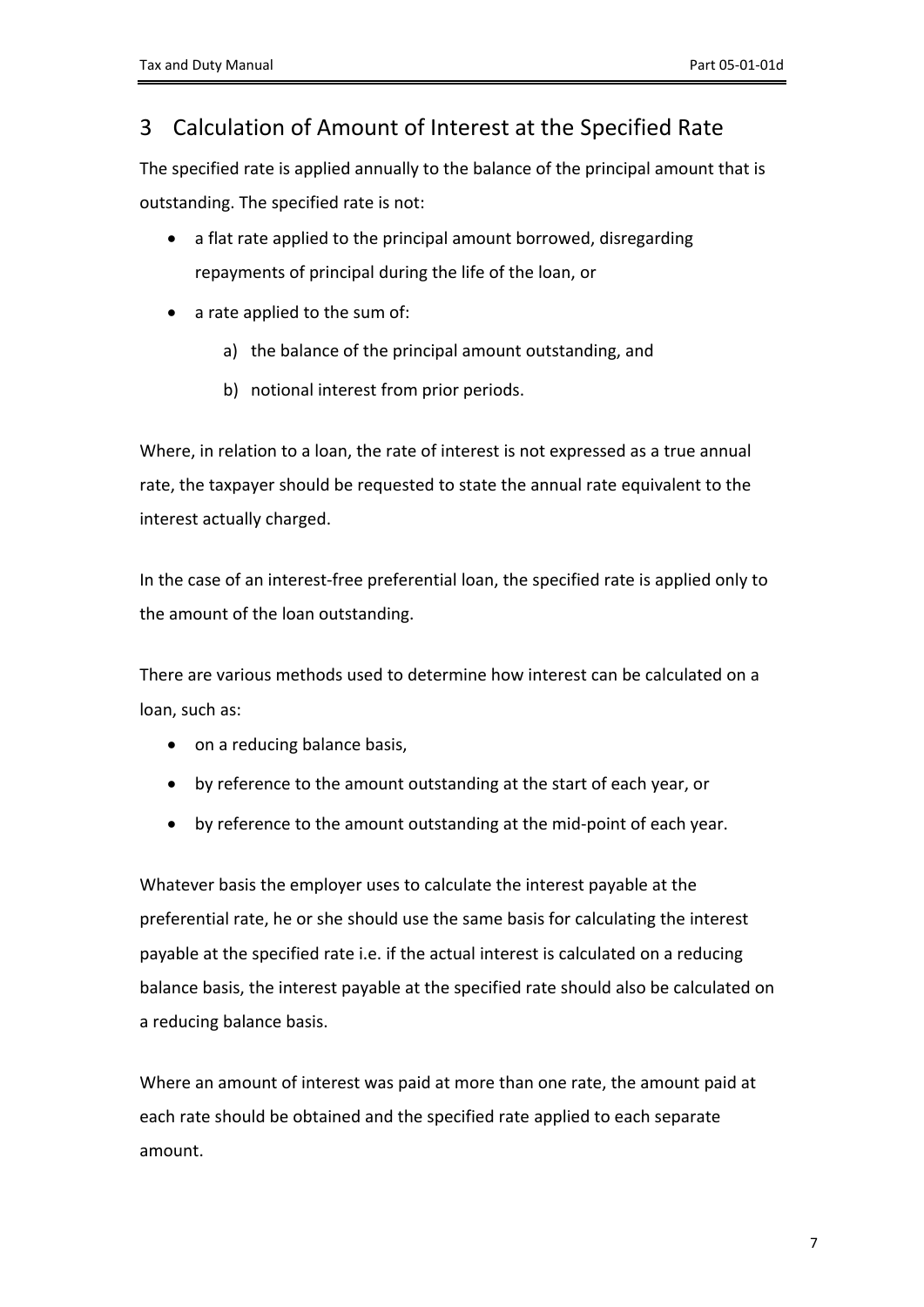# 3 Calculation of Amount of Interest at the Specified Rate

The specified rate is applied annually to the balance of the principal amount that is outstanding. The specified rate is not:

- a flat rate applied to the principal amount borrowed, disregarding repayments of principal during the life of the loan, or
- a rate applied to the sum of:
  a) the balance of the principal amount outstanding, and
  b) notional interest from prior periods.

Where, in relation to a loan, the rate of interest is not expressed as a true annual rate, the taxpayer should be requested to state the annual rate equivalent to the interest actually charged.

In the case of an interest-free preferential loan, the specified rate is applied only to the amount of the loan outstanding.

There are various methods used to determine how interest can be calculated on a loan, such as:

- on a reducing balance basis,
- by reference to the amount outstanding at the start of each year, or
- by reference to the amount outstanding at the mid-point of each year.

Whatever basis the employer uses to calculate the interest payable at the preferential rate, he or she should use the same basis for calculating the interest payable at the specified rate i.e. if the actual interest is calculated on a reducing balance basis, the interest payable at the specified rate should also be calculated on a reducing balance basis.

Where an amount of interest was paid at more than one rate, the amount paid at each rate should be obtained and the specified rate applied to each separate amount.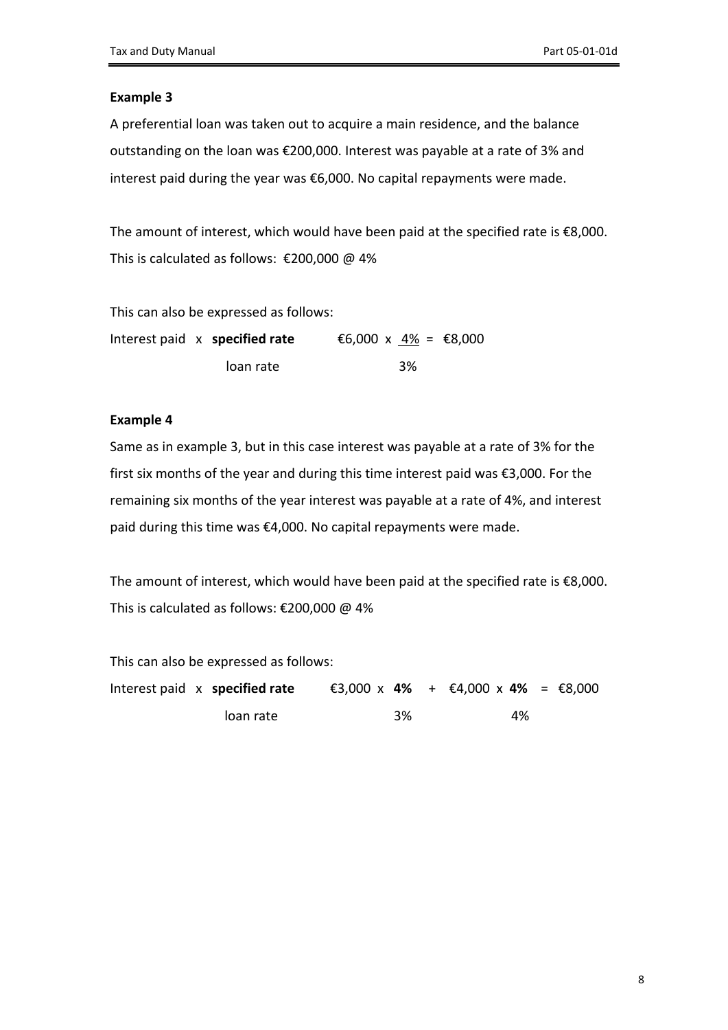**Example 3**

A preferential loan was taken out to acquire a main residence, and the balance outstanding on the loan was €200,000. Interest was payable at a rate of 3% and interest paid during the year was €6,000. No capital repayments were made.

The amount of interest, which would have been paid at the specified rate is €8,000. This is calculated as follows: €200,000 @ 4%

This can also be expressed as follows:

$$\text{Interest paid} \times \frac{\textbf{specified rate}}{\text{loan rate}} \qquad €6{,}000 \times \frac{4\%}{3\%} = €8{,}000$$

**Example 4**

Same as in example 3, but in this case interest was payable at a rate of 3% for the first six months of the year and during this time interest paid was €3,000. For the remaining six months of the year interest was payable at a rate of 4%, and interest paid during this time was €4,000. No capital repayments were made.

The amount of interest, which would have been paid at the specified rate is €8,000. This is calculated as follows: €200,000 @ 4%

This can also be expressed as follows:

$$\text{Interest paid} \times \frac{\textbf{specified rate}}{\text{loan rate}} \qquad €3{,}000 \times \frac{\mathbf{4\%}}{3\%} + €4{,}000 \times \frac{\mathbf{4\%}}{4\%} = €8{,}000$$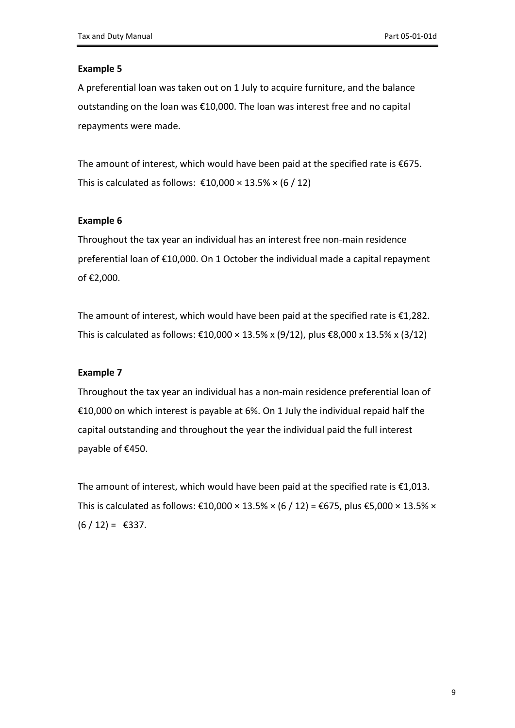**Example 5**

A preferential loan was taken out on 1 July to acquire furniture, and the balance outstanding on the loan was €10,000. The loan was interest free and no capital repayments were made.

The amount of interest, which would have been paid at the specified rate is €675. This is calculated as follows: €10,000 × 13.5% × (6 / 12)

**Example 6**

Throughout the tax year an individual has an interest free non-main residence preferential loan of €10,000. On 1 October the individual made a capital repayment of €2,000.

The amount of interest, which would have been paid at the specified rate is €1,282. This is calculated as follows: €10,000 × 13.5% x (9/12), plus €8,000 x 13.5% x (3/12)

**Example 7**

Throughout the tax year an individual has a non-main residence preferential loan of €10,000 on which interest is payable at 6%. On 1 July the individual repaid half the capital outstanding and throughout the year the individual paid the full interest payable of €450.

The amount of interest, which would have been paid at the specified rate is €1,013. This is calculated as follows: €10,000 × 13.5% × (6 / 12) = €675, plus €5,000 × 13.5% × (6 / 12) = €337.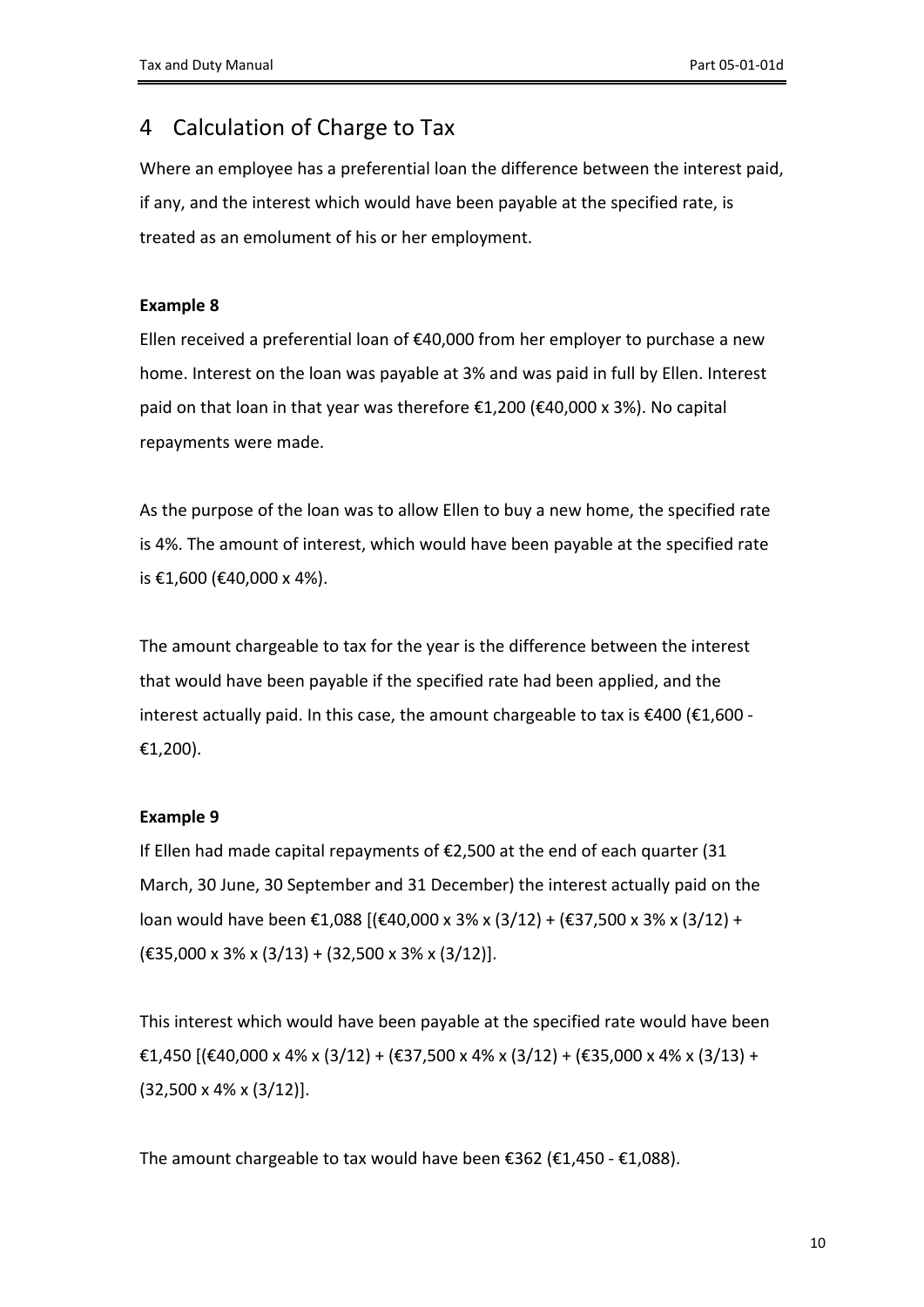## 4 Calculation of Charge to Tax

Where an employee has a preferential loan the difference between the interest paid, if any, and the interest which would have been payable at the specified rate, is treated as an emolument of his or her employment.

**Example 8**

Ellen received a preferential loan of €40,000 from her employer to purchase a new home. Interest on the loan was payable at 3% and was paid in full by Ellen. Interest paid on that loan in that year was therefore €1,200 (€40,000 x 3%). No capital repayments were made.

As the purpose of the loan was to allow Ellen to buy a new home, the specified rate is 4%. The amount of interest, which would have been payable at the specified rate is €1,600 (€40,000 x 4%).

The amount chargeable to tax for the year is the difference between the interest that would have been payable if the specified rate had been applied, and the interest actually paid. In this case, the amount chargeable to tax is €400 (€1,600 - €1,200).

**Example 9**

If Ellen had made capital repayments of €2,500 at the end of each quarter (31 March, 30 June, 30 September and 31 December) the interest actually paid on the loan would have been €1,088 [(€40,000 x 3% x (3/12) + (€37,500 x 3% x (3/12) + (€35,000 x 3% x (3/13) + (32,500 x 3% x (3/12)].

This interest which would have been payable at the specified rate would have been €1,450 [(€40,000 x 4% x (3/12) + (€37,500 x 4% x (3/12) + (€35,000 x 4% x (3/13) + (32,500 x 4% x (3/12)].

The amount chargeable to tax would have been €362 (€1,450 - €1,088).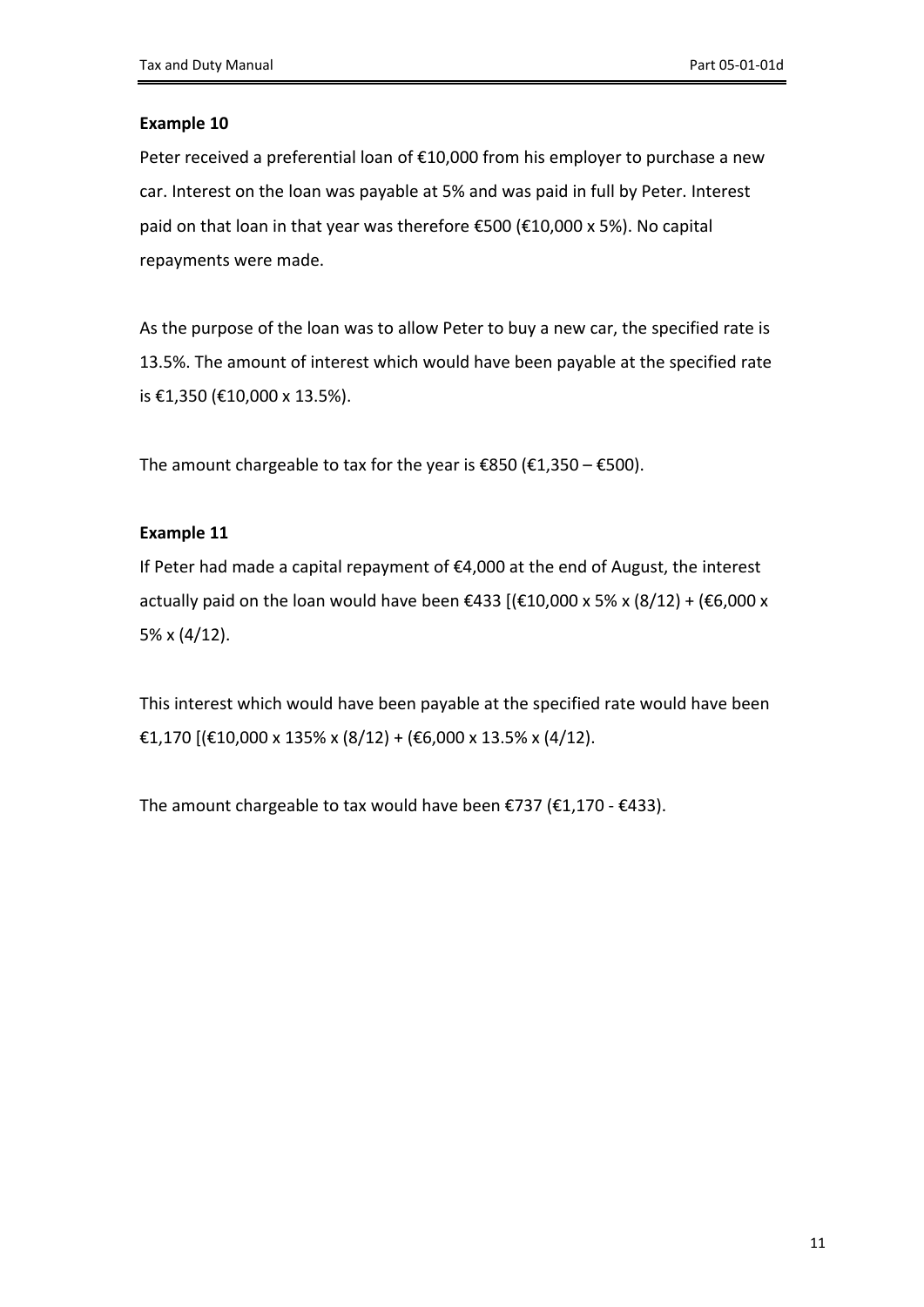**Example 10**

Peter received a preferential loan of €10,000 from his employer to purchase a new car. Interest on the loan was payable at 5% and was paid in full by Peter. Interest paid on that loan in that year was therefore €500 (€10,000 x 5%). No capital repayments were made.

As the purpose of the loan was to allow Peter to buy a new car, the specified rate is 13.5%. The amount of interest which would have been payable at the specified rate is €1,350 (€10,000 x 13.5%).

The amount chargeable to tax for the year is €850 (€1,350 – €500).

**Example 11**

If Peter had made a capital repayment of €4,000 at the end of August, the interest actually paid on the loan would have been €433 [(€10,000 x 5% x (8/12) + (€6,000 x 5% x (4/12).

This interest which would have been payable at the specified rate would have been €1,170 [(€10,000 x 135% x (8/12) + (€6,000 x 13.5% x (4/12).

The amount chargeable to tax would have been €737 (€1,170 - €433).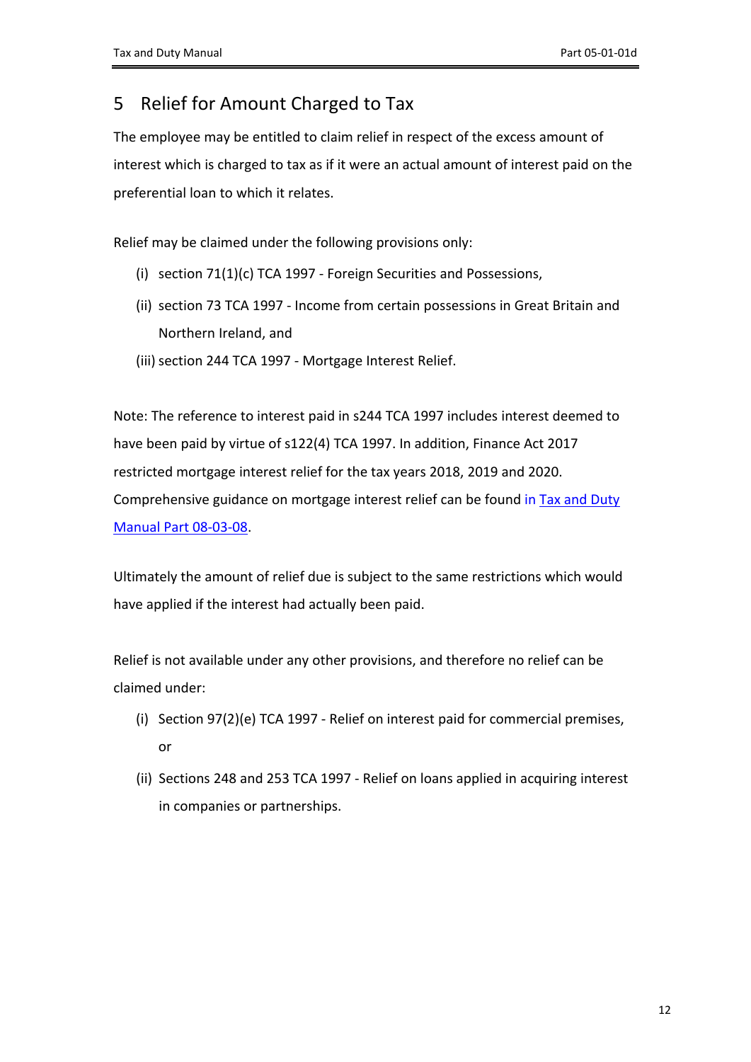# 5 Relief for Amount Charged to Tax

The employee may be entitled to claim relief in respect of the excess amount of interest which is charged to tax as if it were an actual amount of interest paid on the preferential loan to which it relates.

Relief may be claimed under the following provisions only:

(i) section 71(1)(c) TCA 1997 - Foreign Securities and Possessions,

(ii) section 73 TCA 1997 - Income from certain possessions in Great Britain and Northern Ireland, and

(iii) section 244 TCA 1997 - Mortgage Interest Relief.

Note: The reference to interest paid in s244 TCA 1997 includes interest deemed to have been paid by virtue of s122(4) TCA 1997. In addition, Finance Act 2017 restricted mortgage interest relief for the tax years 2018, 2019 and 2020. Comprehensive guidance on mortgage interest relief can be found in Tax and Duty Manual Part 08-03-08.

Ultimately the amount of relief due is subject to the same restrictions which would have applied if the interest had actually been paid.

Relief is not available under any other provisions, and therefore no relief can be claimed under:

(i) Section 97(2)(e) TCA 1997 - Relief on interest paid for commercial premises, or

(ii) Sections 248 and 253 TCA 1997 - Relief on loans applied in acquiring interest in companies or partnerships.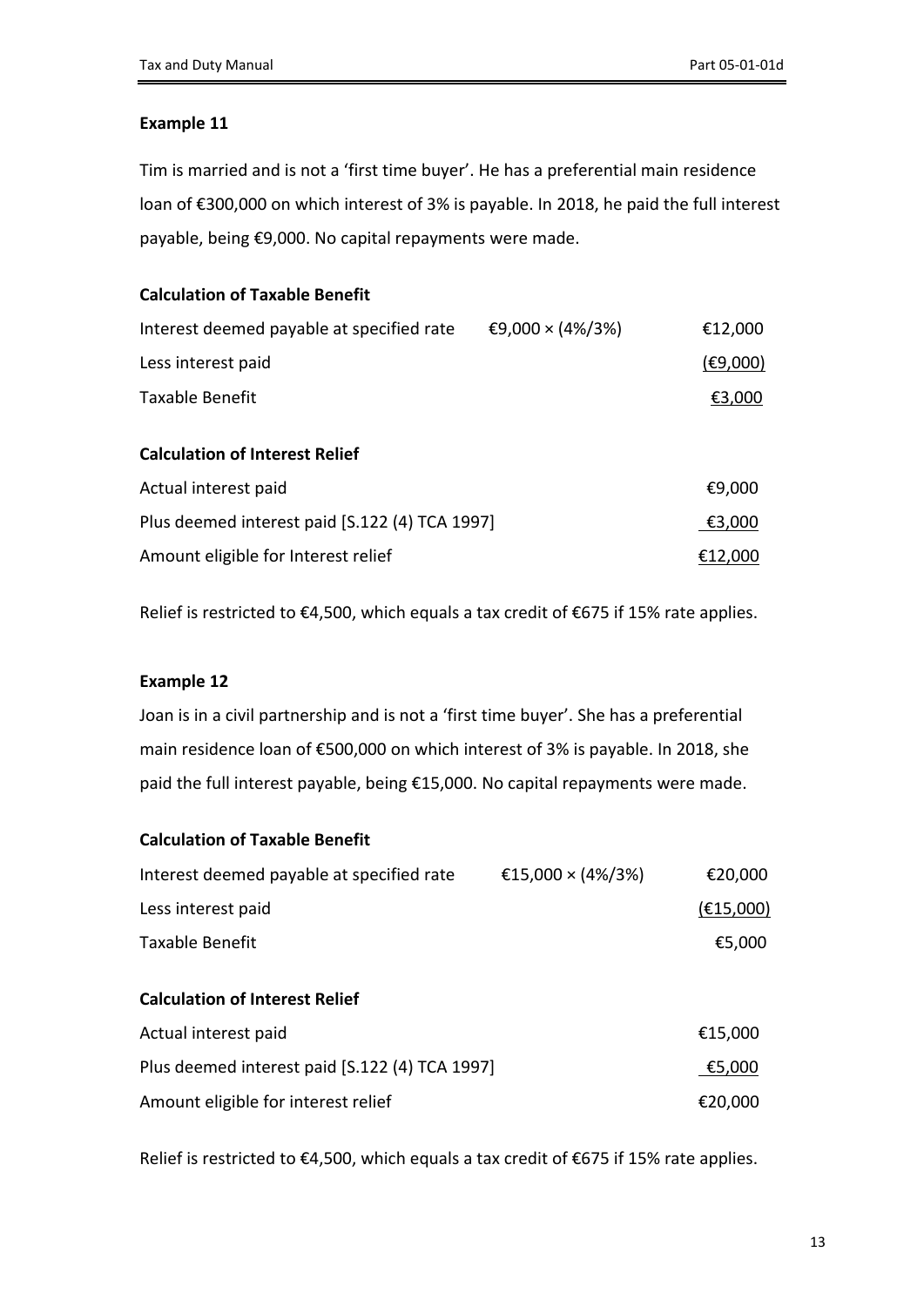**Example 11**

Tim is married and is not a 'first time buyer'. He has a preferential main residence loan of €300,000 on which interest of 3% is payable. In 2018, he paid the full interest payable, being €9,000. No capital repayments were made.

**Calculation of Taxable Benefit**

| | | |
|---|---|---|
| Interest deemed payable at specified rate | €9,000 × (4%/3%) | €12,000 |
| Less interest paid | | (€9,000) |
| Taxable Benefit | | €3,000 |

**Calculation of Interest Relief**

| | |
|---|---|
| Actual interest paid | €9,000 |
| Plus deemed interest paid [S.122 (4) TCA 1997] | €3,000 |
| Amount eligible for Interest relief | €12,000 |

Relief is restricted to €4,500, which equals a tax credit of €675 if 15% rate applies.

**Example 12**

Joan is in a civil partnership and is not a 'first time buyer'. She has a preferential main residence loan of €500,000 on which interest of 3% is payable. In 2018, she paid the full interest payable, being €15,000. No capital repayments were made.

**Calculation of Taxable Benefit**

| | | |
|---|---|---|
| Interest deemed payable at specified rate | €15,000 × (4%/3%) | €20,000 |
| Less interest paid | | (€15,000) |
| Taxable Benefit | | €5,000 |

**Calculation of Interest Relief**

| | |
|---|---|
| Actual interest paid | €15,000 |
| Plus deemed interest paid [S.122 (4) TCA 1997] | €5,000 |
| Amount eligible for interest relief | €20,000 |

Relief is restricted to €4,500, which equals a tax credit of €675 if 15% rate applies.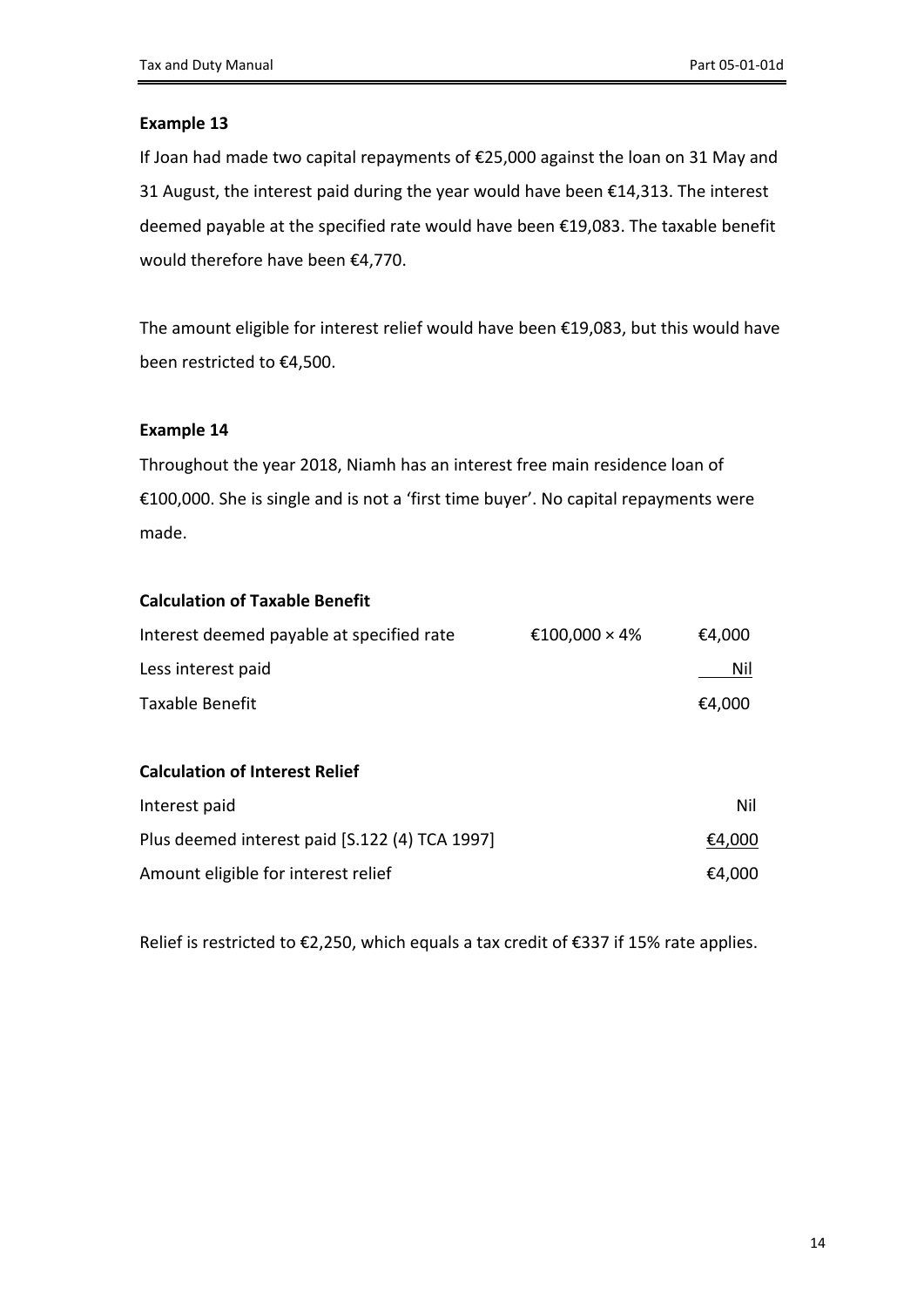**Example 13**

If Joan had made two capital repayments of €25,000 against the loan on 31 May and 31 August, the interest paid during the year would have been €14,313. The interest deemed payable at the specified rate would have been €19,083. The taxable benefit would therefore have been €4,770.

The amount eligible for interest relief would have been €19,083, but this would have been restricted to €4,500.

**Example 14**

Throughout the year 2018, Niamh has an interest free main residence loan of €100,000. She is single and is not a 'first time buyer'. No capital repayments were made.

**Calculation of Taxable Benefit**

| | | |
|---|---|---|
| Interest deemed payable at specified rate | €100,000 × 4% | €4,000 |
| Less interest paid | | Nil |
| Taxable Benefit | | €4,000 |

**Calculation of Interest Relief**

| | |
|---|---|
| Interest paid | Nil |
| Plus deemed interest paid [S.122 (4) TCA 1997] | €4,000 |
| Amount eligible for interest relief | €4,000 |

Relief is restricted to €2,250, which equals a tax credit of €337 if 15% rate applies.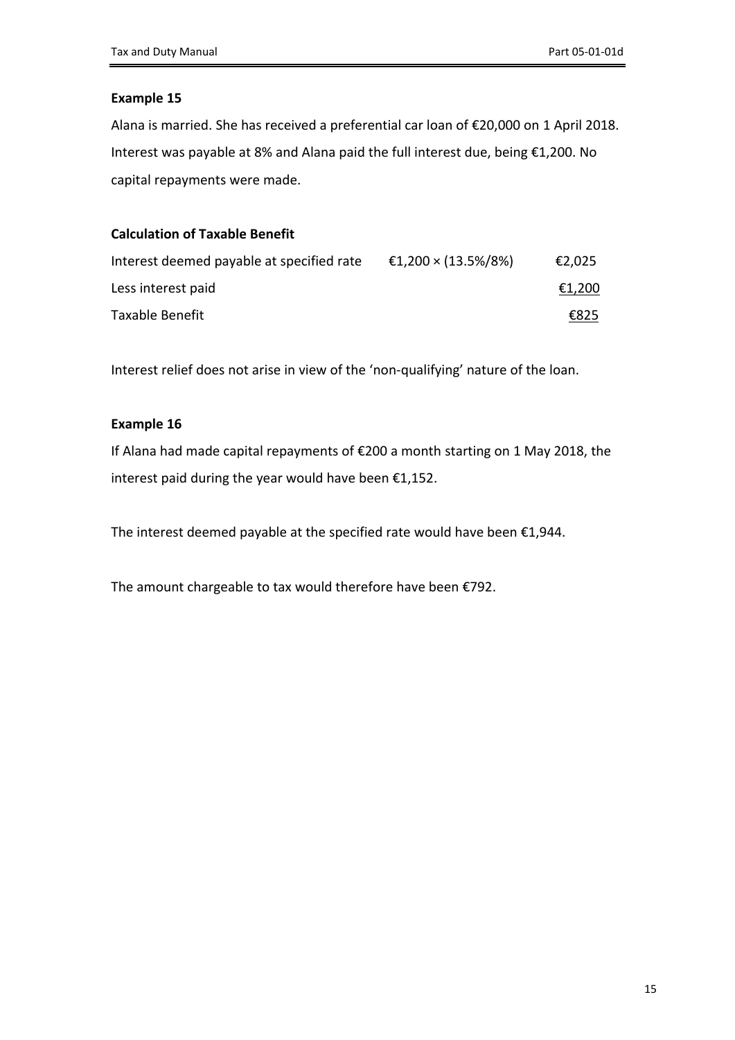### Example 15

Alana is married. She has received a preferential car loan of €20,000 on 1 April 2018. Interest was payable at 8% and Alana paid the full interest due, being €1,200. No capital repayments were made.

**Calculation of Taxable Benefit**

| | | |
|---|---|---|
| Interest deemed payable at specified rate | €1,200 × (13.5%/8%) | €2,025 |
| Less interest paid | | €1,200 |
| Taxable Benefit | | €825 |

Interest relief does not arise in view of the 'non-qualifying' nature of the loan.

### Example 16

If Alana had made capital repayments of €200 a month starting on 1 May 2018, the interest paid during the year would have been €1,152.

The interest deemed payable at the specified rate would have been €1,944.

The amount chargeable to tax would therefore have been €792.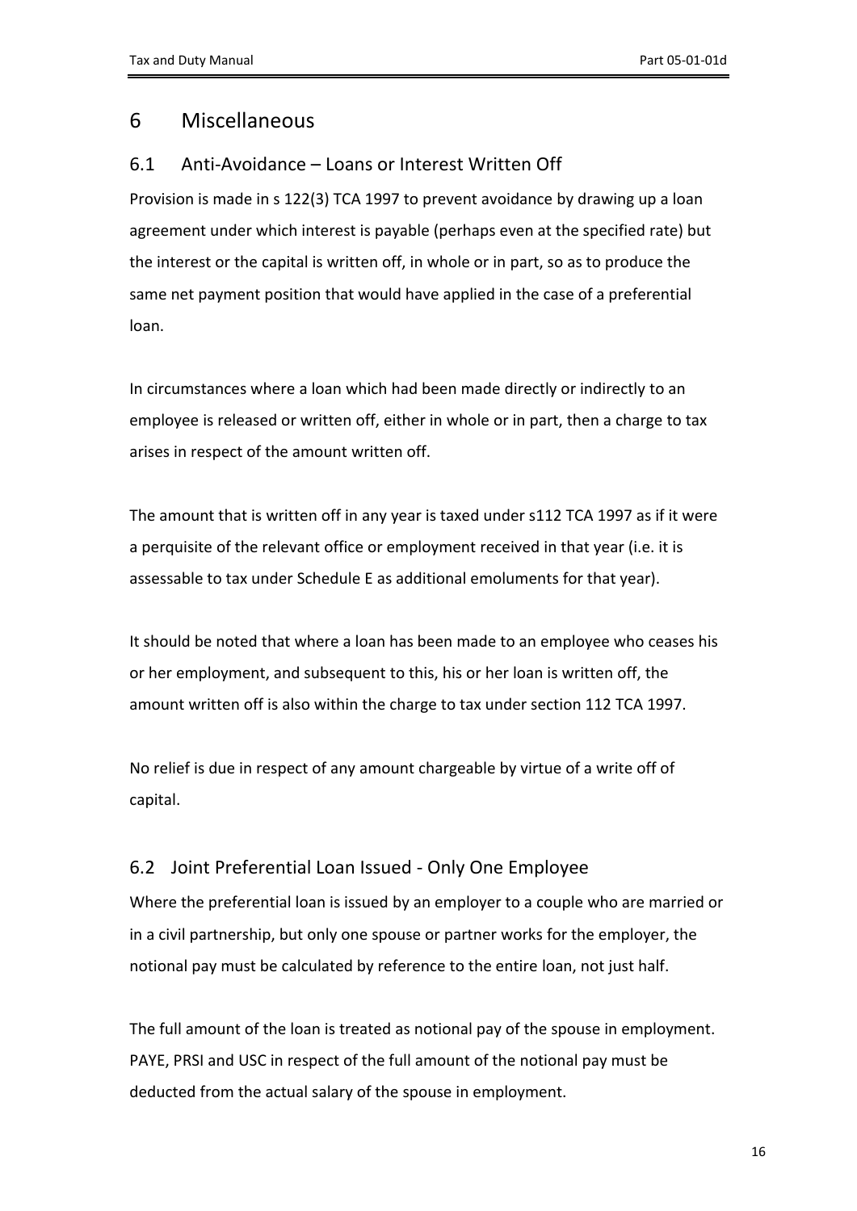# 6 Miscellaneous

## 6.1 Anti-Avoidance – Loans or Interest Written Off

Provision is made in s 122(3) TCA 1997 to prevent avoidance by drawing up a loan agreement under which interest is payable (perhaps even at the specified rate) but the interest or the capital is written off, in whole or in part, so as to produce the same net payment position that would have applied in the case of a preferential loan.

In circumstances where a loan which had been made directly or indirectly to an employee is released or written off, either in whole or in part, then a charge to tax arises in respect of the amount written off.

The amount that is written off in any year is taxed under s112 TCA 1997 as if it were a perquisite of the relevant office or employment received in that year (i.e. it is assessable to tax under Schedule E as additional emoluments for that year).

It should be noted that where a loan has been made to an employee who ceases his or her employment, and subsequent to this, his or her loan is written off, the amount written off is also within the charge to tax under section 112 TCA 1997.

No relief is due in respect of any amount chargeable by virtue of a write off of capital.

## 6.2 Joint Preferential Loan Issued - Only One Employee

Where the preferential loan is issued by an employer to a couple who are married or in a civil partnership, but only one spouse or partner works for the employer, the notional pay must be calculated by reference to the entire loan, not just half.

The full amount of the loan is treated as notional pay of the spouse in employment. PAYE, PRSI and USC in respect of the full amount of the notional pay must be deducted from the actual salary of the spouse in employment.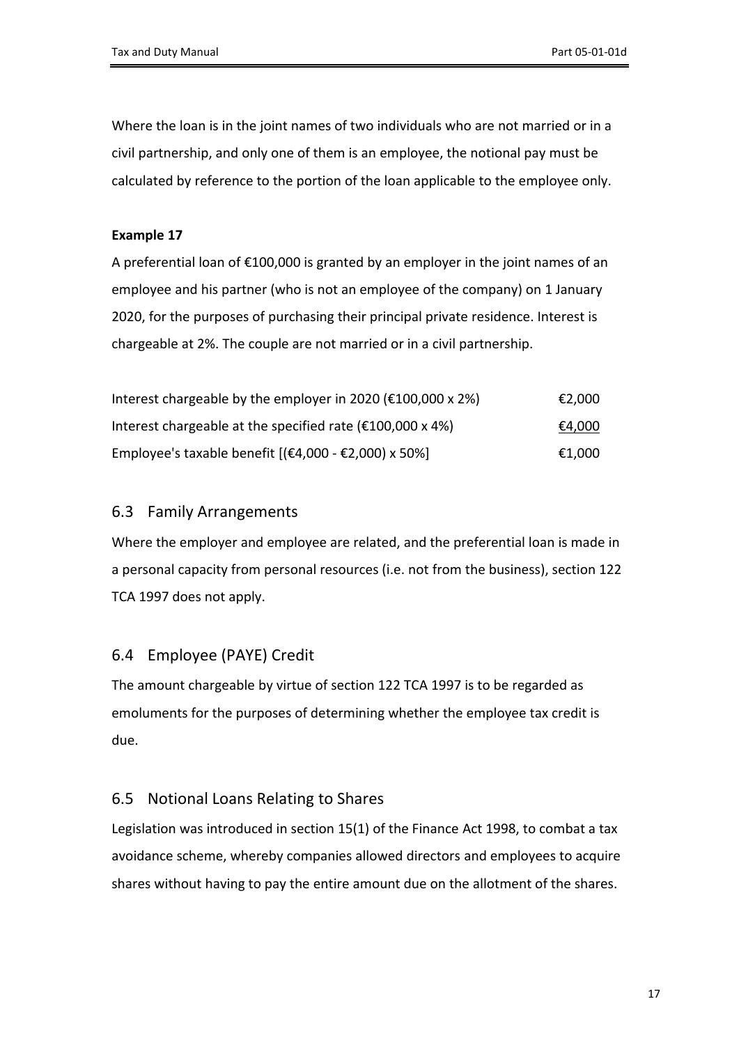Where the loan is in the joint names of two individuals who are not married or in a civil partnership, and only one of them is an employee, the notional pay must be calculated by reference to the portion of the loan applicable to the employee only.

**Example 17**

A preferential loan of €100,000 is granted by an employer in the joint names of an employee and his partner (who is not an employee of the company) on 1 January 2020, for the purposes of purchasing their principal private residence. Interest is chargeable at 2%. The couple are not married or in a civil partnership.

| | |
|---|---|
| Interest chargeable by the employer in 2020 (€100,000 x 2%) | €2,000 |
| Interest chargeable at the specified rate (€100,000 x 4%) | €4,000 |
| Employee's taxable benefit [(€4,000 - €2,000) x 50%] | €1,000 |

## 6.3 Family Arrangements

Where the employer and employee are related, and the preferential loan is made in a personal capacity from personal resources (i.e. not from the business), section 122 TCA 1997 does not apply.

## 6.4 Employee (PAYE) Credit

The amount chargeable by virtue of section 122 TCA 1997 is to be regarded as emoluments for the purposes of determining whether the employee tax credit is due.

## 6.5 Notional Loans Relating to Shares

Legislation was introduced in section 15(1) of the Finance Act 1998, to combat a tax avoidance scheme, whereby companies allowed directors and employees to acquire shares without having to pay the entire amount due on the allotment of the shares.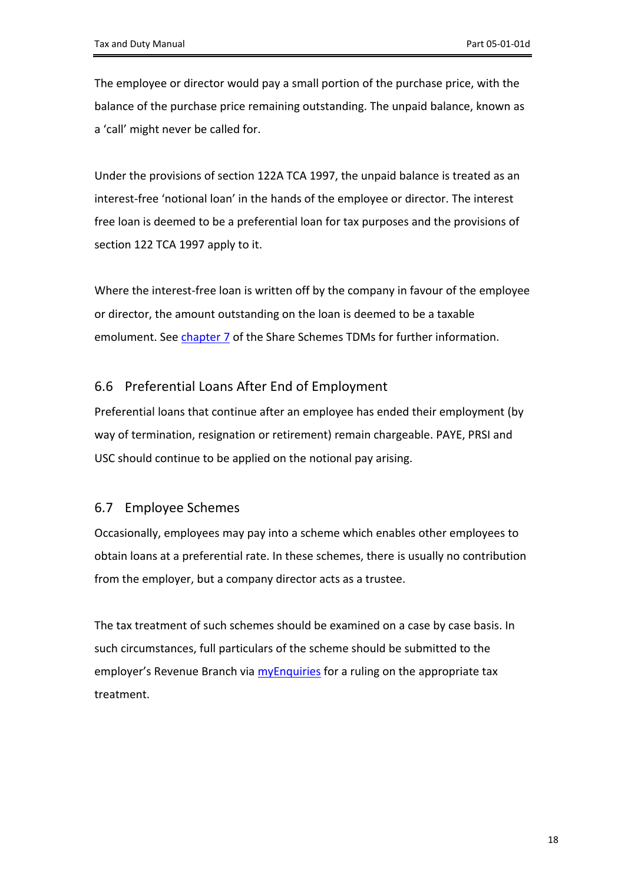The employee or director would pay a small portion of the purchase price, with the balance of the purchase price remaining outstanding. The unpaid balance, known as a 'call' might never be called for.

Under the provisions of section 122A TCA 1997, the unpaid balance is treated as an interest-free 'notional loan' in the hands of the employee or director. The interest free loan is deemed to be a preferential loan for tax purposes and the provisions of section 122 TCA 1997 apply to it.

Where the interest-free loan is written off by the company in favour of the employee or director, the amount outstanding on the loan is deemed to be a taxable emolument. See chapter 7 of the Share Schemes TDMs for further information.

## 6.6 Preferential Loans After End of Employment

Preferential loans that continue after an employee has ended their employment (by way of termination, resignation or retirement) remain chargeable. PAYE, PRSI and USC should continue to be applied on the notional pay arising.

## 6.7 Employee Schemes

Occasionally, employees may pay into a scheme which enables other employees to obtain loans at a preferential rate. In these schemes, there is usually no contribution from the employer, but a company director acts as a trustee.

The tax treatment of such schemes should be examined on a case by case basis. In such circumstances, full particulars of the scheme should be submitted to the employer's Revenue Branch via myEnquiries for a ruling on the appropriate tax treatment.